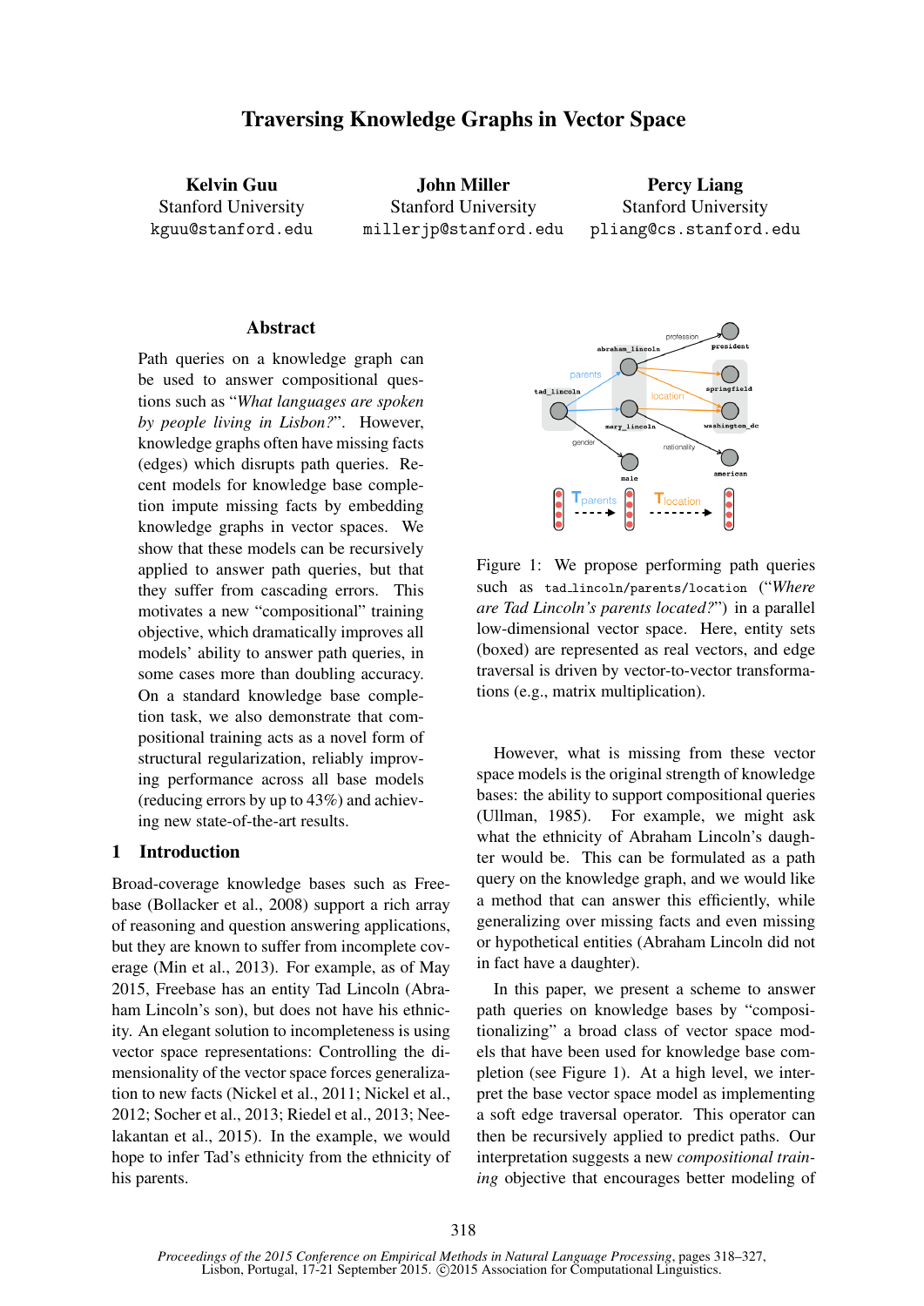# Traversing Knowledge Graphs in Vector Space

**Kelvin Guu**
Stanford University
kguu@stanford.edu

**John Miller**
Stanford University
millerjp@stanford.edu

**Percy Liang**
Stanford University
pliang@cs.stanford.edu

## Abstract

Path queries on a knowledge graph can be used to answer compositional questions such as "*What languages are spoken by people living in Lisbon?*". However, knowledge graphs often have missing facts (edges) which disrupts path queries. Recent models for knowledge base completion impute missing facts by embedding knowledge graphs in vector spaces. We show that these models can be recursively applied to answer path queries, but that they suffer from cascading errors. This motivates a new "compositional" training objective, which dramatically improves all models' ability to answer path queries, in some cases more than doubling accuracy. On a standard knowledge base completion task, we also demonstrate that compositional training acts as a novel form of structural regularization, reliably improving performance across all base models (reducing errors by up to 43%) and achieving new state-of-the-art results.

## 1 Introduction

Broad-coverage knowledge bases such as Freebase (Bollacker et al., 2008) support a rich array of reasoning and question answering applications, but they are known to suffer from incomplete coverage (Min et al., 2013). For example, as of May 2015, Freebase has an entity Tad Lincoln (Abraham Lincoln's son), but does not have his ethnicity. An elegant solution to incompleteness is using vector space representations: Controlling the dimensionality of the vector space forces generalization to new facts (Nickel et al., 2011; Nickel et al., 2012; Socher et al., 2013; Riedel et al., 2013; Neelakantan et al., 2015). In the example, we would hope to infer Tad's ethnicity from the ethnicity of his parents.

Figure 1: We propose performing path queries such as tad_lincoln/parents/location ("*Where are Tad Lincoln's parents located?*") in a parallel low-dimensional vector space. Here, entity sets (boxed) are represented as real vectors, and edge traversal is driven by vector-to-vector transformations (e.g., matrix multiplication).

However, what is missing from these vector space models is the original strength of knowledge bases: the ability to support compositional queries (Ullman, 1985). For example, we might ask what the ethnicity of Abraham Lincoln's daughter would be. This can be formulated as a path query on the knowledge graph, and we would like a method that can answer this efficiently, while generalizing over missing facts and even missing or hypothetical entities (Abraham Lincoln did not in fact have a daughter).

In this paper, we present a scheme to answer path queries on knowledge bases by "compositionalizing" a broad class of vector space models that have been used for knowledge base completion (see Figure 1). At a high level, we interpret the base vector space model as implementing a soft edge traversal operator. This operator can then be recursively applied to predict paths. Our interpretation suggests a new *compositional training* objective that encourages better modeling of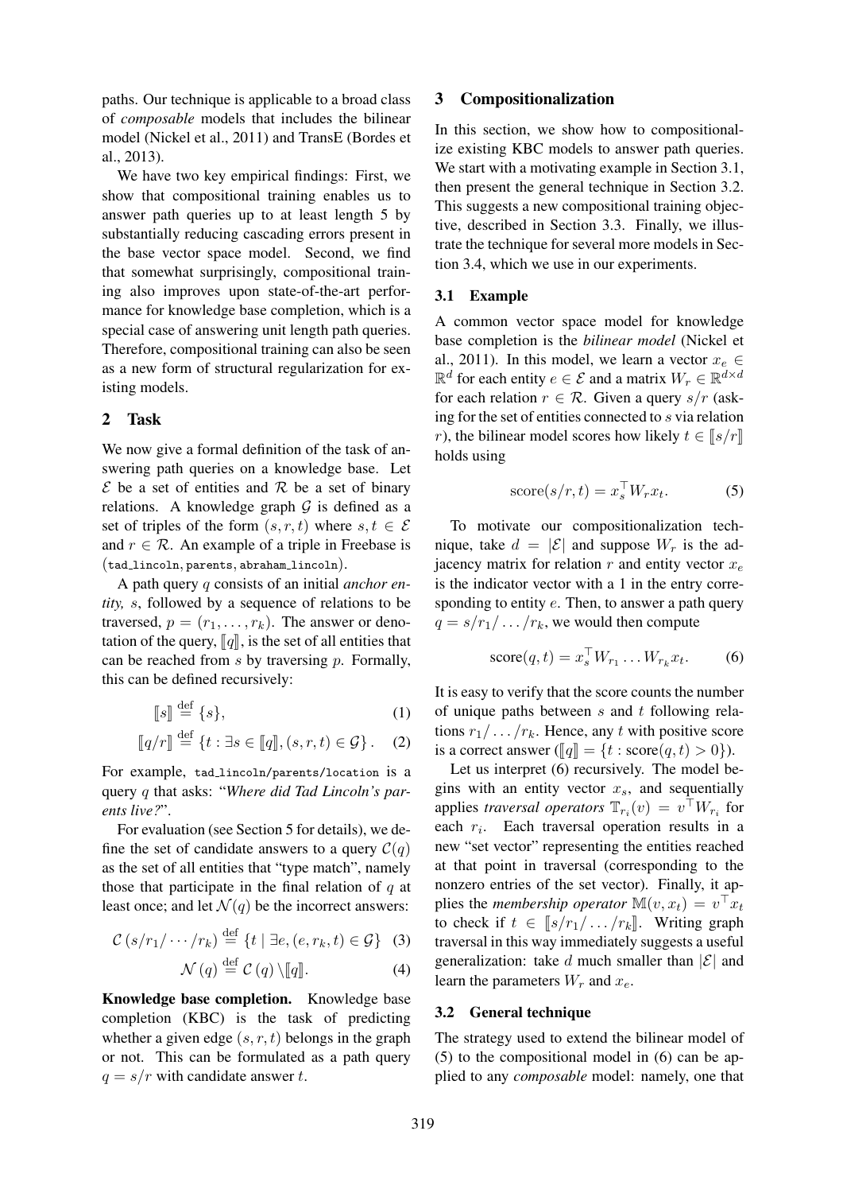paths. Our technique is applicable to a broad class of *composable* models that includes the bilinear model (Nickel et al., 2011) and TransE (Bordes et al., 2013).

We have two key empirical findings: First, we show that compositional training enables us to answer path queries up to at least length 5 by substantially reducing cascading errors present in the base vector space model. Second, we find that somewhat surprisingly, compositional training also improves upon state-of-the-art performance for knowledge base completion, which is a special case of answering unit length path queries. Therefore, compositional training can also be seen as a new form of structural regularization for existing models.

## 2 Task

We now give a formal definition of the task of answering path queries on a knowledge base. Let $\mathcal{E}$ be a set of entities and $\mathcal{R}$ be a set of binary relations. A knowledge graph $\mathcal{G}$ is defined as a set of triples of the form $(s, r, t)$ where $s, t \in \mathcal{E}$ and $r \in \mathcal{R}$. An example of a triple in Freebase is (`tad_lincoln`, `parents`, `abraham_lincoln`).

A path query $q$ consists of an initial *anchor entity,* $s$, followed by a sequence of relations to be traversed, $p = (r_1, \ldots, r_k)$. The answer or denotation of the query, $[\![q]\!]$, is the set of all entities that can be reached from $s$ by traversing $p$. Formally, this can be defined recursively:

$$[\![s]\!] \stackrel{\text{def}}{=} \{s\}, \tag{1}$$

$$[\![q/r]\!] \stackrel{\text{def}}{=} \{t : \exists s \in [\![q]\!], (s, r, t) \in \mathcal{G}\}. \tag{2}$$

For example, `tad_lincoln/parents/location` is a query $q$ that asks: "*Where did Tad Lincoln's parents live?*".

For evaluation (see Section 5 for details), we define the set of candidate answers to a query $\mathcal{C}(q)$ as the set of all entities that "type match", namely those that participate in the final relation of $q$ at least once; and let $\mathcal{N}(q)$ be the incorrect answers:

$$\mathcal{C}(s/r_1/\cdots/r_k) \stackrel{\text{def}}{=} \{t \mid \exists e, (e, r_k, t) \in \mathcal{G}\} \tag{3}$$

$$\mathcal{N}(q) \stackrel{\text{def}}{=} \mathcal{C}(q) \setminus [\![q]\!]. \tag{4}$$

**Knowledge base completion.** Knowledge base completion (KBC) is the task of predicting whether a given edge $(s, r, t)$ belongs in the graph or not. This can be formulated as a path query $q = s/r$ with candidate answer $t$.

## 3 Compositionalization

In this section, we show how to compositionalize existing KBC models to answer path queries. We start with a motivating example in Section 3.1, then present the general technique in Section 3.2. This suggests a new compositional training objective, described in Section 3.3. Finally, we illustrate the technique for several more models in Section 3.4, which we use in our experiments.

### 3.1 Example

A common vector space model for knowledge base completion is the *bilinear model* (Nickel et al., 2011). In this model, we learn a vector $x_e \in \mathbb{R}^d$ for each entity $e \in \mathcal{E}$ and a matrix $W_r \in \mathbb{R}^{d \times d}$ for each relation $r \in \mathcal{R}$. Given a query $s/r$ (asking for the set of entities connected to $s$ via relation $r$), the bilinear model scores how likely $t \in [\![s/r]\!]$ holds using

$$\text{score}(s/r, t) = x_s^\top W_r x_t. \tag{5}$$

To motivate our compositionalization technique, take $d = |\mathcal{E}|$ and suppose $W_r$ is the adjacency matrix for relation $r$ and entity vector $x_e$ is the indicator vector with a 1 in the entry corresponding to entity $e$. Then, to answer a path query $q = s/r_1/\ldots/r_k$, we would then compute

$$\text{score}(q, t) = x_s^\top W_{r_1} \ldots W_{r_k} x_t. \tag{6}$$

It is easy to verify that the score counts the number of unique paths between $s$ and $t$ following relations $r_1/\ldots/r_k$. Hence, any $t$ with positive score is a correct answer ($[\![q]\!] = \{t : \text{score}(q, t) > 0\}$).

Let us interpret (6) recursively. The model begins with an entity vector $x_s$, and sequentially applies *traversal operators* $\mathbb{T}_{r_i}(v) = v^\top W_{r_i}$ for each $r_i$. Each traversal operation results in a new "set vector" representing the entities reached at that point in traversal (corresponding to the nonzero entries of the set vector). Finally, it applies the *membership operator* $\mathbb{M}(v, x_t) = v^\top x_t$ to check if $t \in [\![s/r_1/\ldots/r_k]\!]$. Writing graph traversal in this way immediately suggests a useful generalization: take $d$ much smaller than $|\mathcal{E}|$ and learn the parameters $W_r$ and $x_e$.

### 3.2 General technique

The strategy used to extend the bilinear model of (5) to the compositional model in (6) can be applied to any *composable* model: namely, one that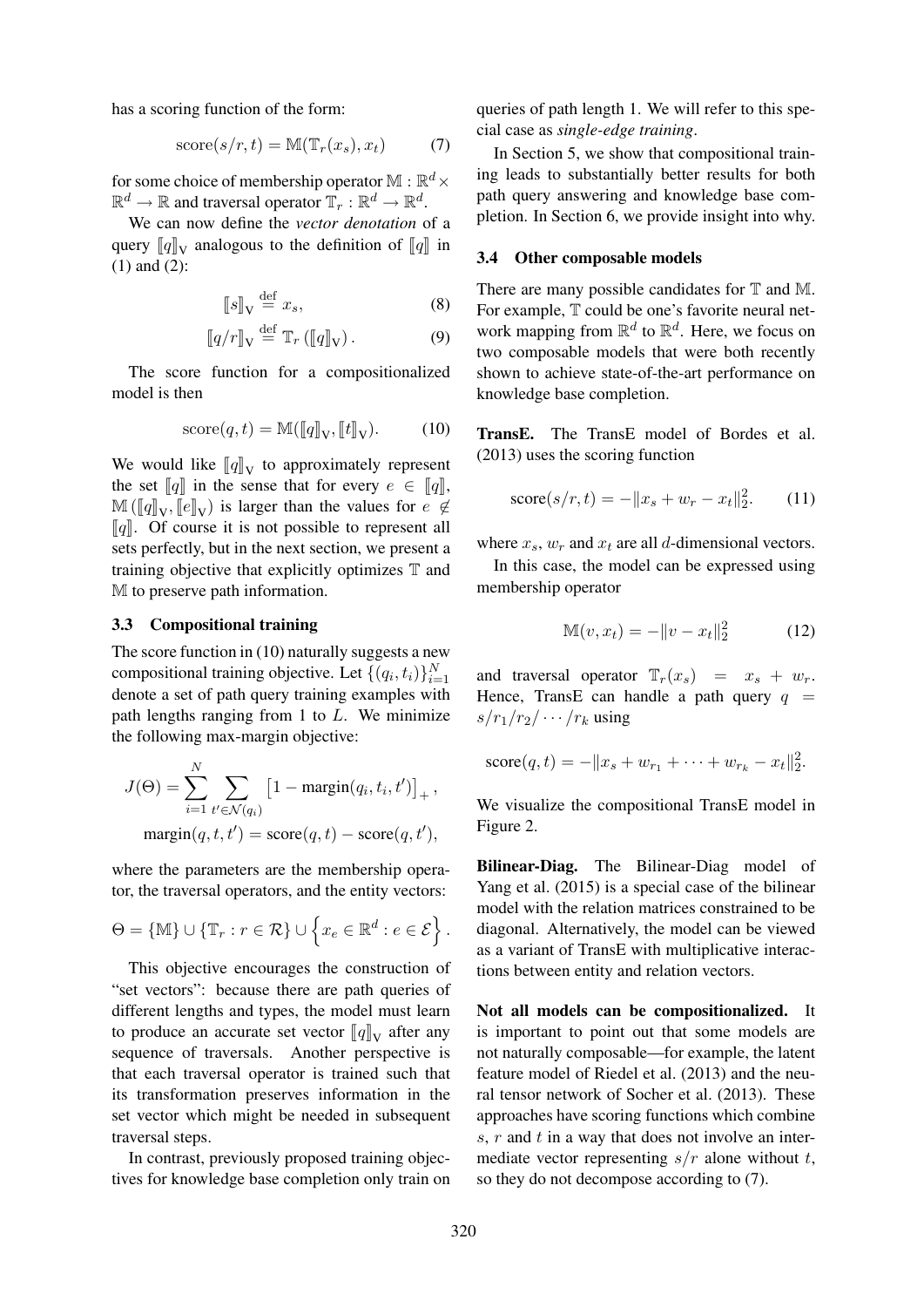has a scoring function of the form:

$$\text{score}(s/r, t) = \mathbb{M}(\mathbb{T}_r(x_s), x_t) \tag{7}$$

for some choice of membership operator $\mathbb{M} : \mathbb{R}^d \times \mathbb{R}^d \rightarrow \mathbb{R}$ and traversal operator $\mathbb{T}_r : \mathbb{R}^d \rightarrow \mathbb{R}^d$.

We can now define the *vector denotation* of a query $[\![q]\!]_\text{V}$ analogous to the definition of $[\![q]\!]$ in (1) and (2):

$$[\![s]\!]_\text{V} \stackrel{\text{def}}{=} x_s, \tag{8}$$

$$[\![q/r]\!]_\text{V} \stackrel{\text{def}}{=} \mathbb{T}_r\left([\![q]\!]_\text{V}\right). \tag{9}$$

The score function for a compositionalized model is then

$$\text{score}(q, t) = \mathbb{M}([\![q]\!]_\text{V}, [\![t]\!]_\text{V}). \tag{10}$$

We would like $[\![q]\!]_\text{V}$ to approximately represent the set $[\![q]\!]$ in the sense that for every $e \in [\![q]\!]$, $\mathbb{M}\left([\![q]\!]_\text{V}, [\![e]\!]_\text{V}\right)$ is larger than the values for $e \notin [\![q]\!]$. Of course it is not possible to represent all sets perfectly, but in the next section, we present a training objective that explicitly optimizes $\mathbb{T}$ and $\mathbb{M}$ to preserve path information.

### 3.3 Compositional training

The score function in (10) naturally suggests a new compositional training objective. Let $\{(q_i, t_i)\}_{i=1}^N$ denote a set of path query training examples with path lengths ranging from 1 to $L$. We minimize the following max-margin objective:

$$J(\Theta) = \sum_{i=1}^{N} \sum_{t' \in \mathcal{N}(q_i)} \left[1 - \text{margin}(q_i, t_i, t')\right]_+,$$

$$\text{margin}(q, t, t') = \text{score}(q, t) - \text{score}(q, t'),$$

where the parameters are the membership operator, the traversal operators, and the entity vectors:

$$\Theta = \{\mathbb{M}\} \cup \{\mathbb{T}_r : r \in \mathcal{R}\} \cup \left\{x_e \in \mathbb{R}^d : e \in \mathcal{E}\right\}.$$

This objective encourages the construction of "set vectors": because there are path queries of different lengths and types, the model must learn to produce an accurate set vector $[\![q]\!]_\text{V}$ after any sequence of traversals. Another perspective is that each traversal operator is trained such that its transformation preserves information in the set vector which might be needed in subsequent traversal steps.

In contrast, previously proposed training objectives for knowledge base completion only train on queries of path length 1. We will refer to this special case as *single-edge training*.

In Section 5, we show that compositional training leads to substantially better results for both path query answering and knowledge base completion. In Section 6, we provide insight into why.

### 3.4 Other composable models

There are many possible candidates for $\mathbb{T}$ and $\mathbb{M}$. For example, $\mathbb{T}$ could be one's favorite neural network mapping from $\mathbb{R}^d$ to $\mathbb{R}^d$. Here, we focus on two composable models that were both recently shown to achieve state-of-the-art performance on knowledge base completion.

**TransE.** The TransE model of Bordes et al. (2013) uses the scoring function

$$\text{score}(s/r, t) = -\|x_s + w_r - x_t\|_2^2. \tag{11}$$

where $x_s$, $w_r$ and $x_t$ are all $d$-dimensional vectors.

In this case, the model can be expressed using membership operator

$$\mathbb{M}(v, x_t) = -\|v - x_t\|_2^2 \tag{12}$$

and traversal operator $\mathbb{T}_r(x_s) = x_s + w_r$. Hence, TransE can handle a path query $q = s/r_1/r_2/\cdots/r_k$ using

$$\text{score}(q, t) = -\|x_s + w_{r_1} + \cdots + w_{r_k} - x_t\|_2^2.$$

We visualize the compositional TransE model in Figure 2.

**Bilinear-Diag.** The Bilinear-Diag model of Yang et al. (2015) is a special case of the bilinear model with the relation matrices constrained to be diagonal. Alternatively, the model can be viewed as a variant of TransE with multiplicative interactions between entity and relation vectors.

**Not all models can be compositionalized.** It is important to point out that some models are not naturally composable—for example, the latent feature model of Riedel et al. (2013) and the neural tensor network of Socher et al. (2013). These approaches have scoring functions which combine $s$, $r$ and $t$ in a way that does not involve an intermediate vector representing $s/r$ alone without $t$, so they do not decompose according to (7).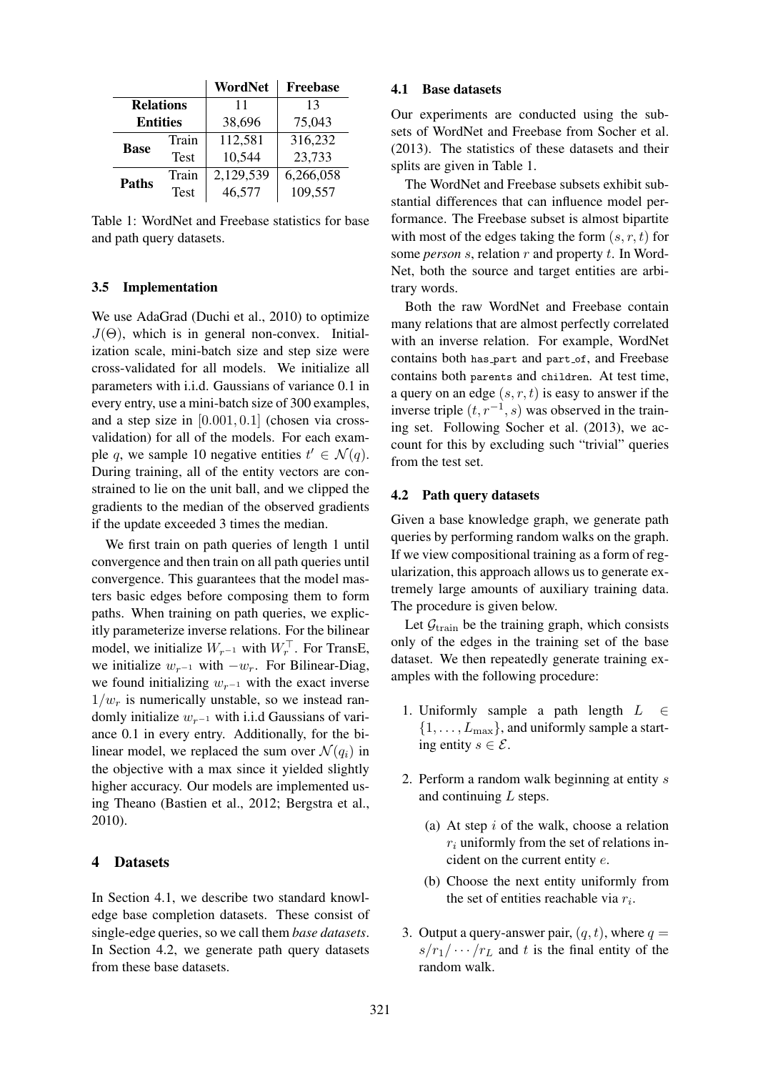| | | WordNet | Freebase |
|---|---|---|---|
| **Relations** | | 11 | 13 |
| **Entities** | | 38,696 | 75,043 |
| **Base** | Train | 112,581 | 316,232 |
| | Test | 10,544 | 23,733 |
| **Paths** | Train | 2,129,539 | 6,266,058 |
| | Test | 46,577 | 109,557 |

Table 1: WordNet and Freebase statistics for base and path query datasets.

### 3.5 Implementation

We use AdaGrad (Duchi et al., 2010) to optimize $J(\Theta)$, which is in general non-convex. Initialization scale, mini-batch size and step size were cross-validated for all models. We initialize all parameters with i.i.d. Gaussians of variance 0.1 in every entry, use a mini-batch size of 300 examples, and a step size in $[0.001, 0.1]$ (chosen via cross-validation) for all of the models. For each example $q$, we sample 10 negative entities $t' \in \mathcal{N}(q)$. During training, all of the entity vectors are constrained to lie on the unit ball, and we clipped the gradients to the median of the observed gradients if the update exceeded 3 times the median.

We first train on path queries of length 1 until convergence and then train on all path queries until convergence. This guarantees that the model masters basic edges before composing them to form paths. When training on path queries, we explicitly parameterize inverse relations. For the bilinear model, we initialize $W_{r^{-1}}$ with $W_r^\top$. For TransE, we initialize $w_{r^{-1}}$ with $-w_r$. For Bilinear-Diag, we found initializing $w_{r^{-1}}$ with the exact inverse $1/w_r$ is numerically unstable, so we instead randomly initialize $w_{r^{-1}}$ with i.i.d Gaussians of variance 0.1 in every entry. Additionally, for the bilinear model, we replaced the sum over $\mathcal{N}(q_i)$ in the objective with a max since it yielded slightly higher accuracy. Our models are implemented using Theano (Bastien et al., 2012; Bergstra et al., 2010).

## 4 Datasets

In Section 4.1, we describe two standard knowledge base completion datasets. These consist of single-edge queries, so we call them *base datasets*. In Section 4.2, we generate path query datasets from these base datasets.

### 4.1 Base datasets

Our experiments are conducted using the subsets of WordNet and Freebase from Socher et al. (2013). The statistics of these datasets and their splits are given in Table 1.

The WordNet and Freebase subsets exhibit substantial differences that can influence model performance. The Freebase subset is almost bipartite with most of the edges taking the form $(s, r, t)$ for some *person* $s$, relation $r$ and property $t$. In WordNet, both the source and target entities are arbitrary words.

Both the raw WordNet and Freebase contain many relations that are almost perfectly correlated with an inverse relation. For example, WordNet contains both `has_part` and `part_of`, and Freebase contains both `parents` and `children`. At test time, a query on an edge $(s, r, t)$ is easy to answer if the inverse triple $(t, r^{-1}, s)$ was observed in the training set. Following Socher et al. (2013), we account for this by excluding such "trivial" queries from the test set.

### 4.2 Path query datasets

Given a base knowledge graph, we generate path queries by performing random walks on the graph. If we view compositional training as a form of regularization, this approach allows us to generate extremely large amounts of auxiliary training data. The procedure is given below.

Let $\mathcal{G}_{\text{train}}$ be the training graph, which consists only of the edges in the training set of the base dataset. We then repeatedly generate training examples with the following procedure:

1. Uniformly sample a path length $L \in \{1, \ldots, L_{\max}\}$, and uniformly sample a starting entity $s \in \mathcal{E}$.
2. Perform a random walk beginning at entity $s$ and continuing $L$ steps.
   (a) At step $i$ of the walk, choose a relation $r_i$ uniformly from the set of relations incident on the current entity $e$.
   (b) Choose the next entity uniformly from the set of entities reachable via $r_i$.
3. Output a query-answer pair, $(q, t)$, where $q = s/r_1/\cdots/r_L$ and $t$ is the final entity of the random walk.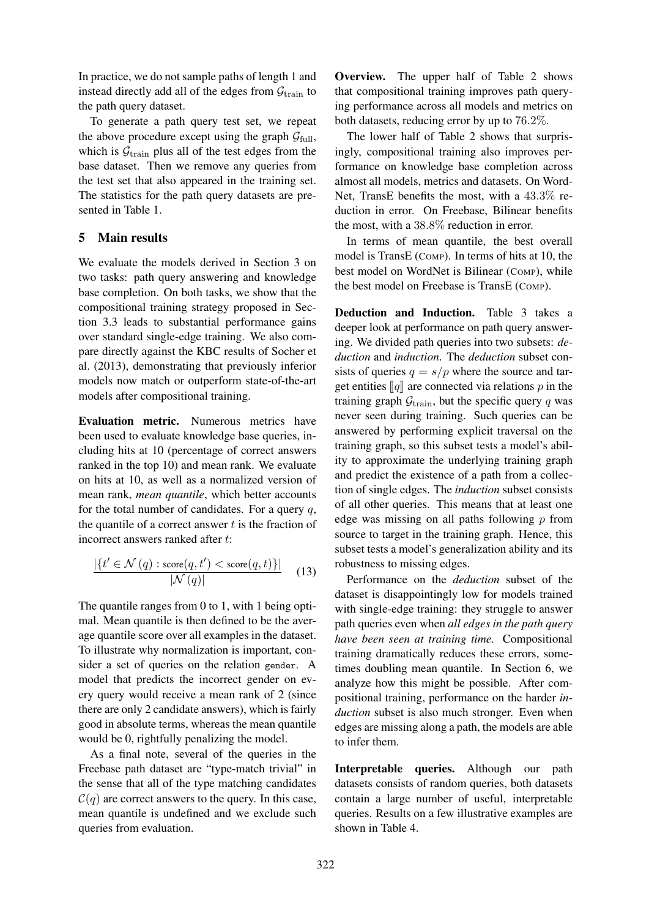In practice, we do not sample paths of length 1 and instead directly add all of the edges from $\mathcal{G}_{\text{train}}$ to the path query dataset.

To generate a path query test set, we repeat the above procedure except using the graph $\mathcal{G}_{\text{full}}$, which is $\mathcal{G}_{\text{train}}$ plus all of the test edges from the base dataset. Then we remove any queries from the test set that also appeared in the training set. The statistics for the path query datasets are presented in Table 1.

## 5 Main results

We evaluate the models derived in Section 3 on two tasks: path query answering and knowledge base completion. On both tasks, we show that the compositional training strategy proposed in Section 3.3 leads to substantial performance gains over standard single-edge training. We also compare directly against the KBC results of Socher et al. (2013), demonstrating that previously inferior models now match or outperform state-of-the-art models after compositional training.

**Evaluation metric.** Numerous metrics have been used to evaluate knowledge base queries, including hits at 10 (percentage of correct answers ranked in the top 10) and mean rank. We evaluate on hits at 10, as well as a normalized version of mean rank, *mean quantile*, which better accounts for the total number of candidates. For a query $q$, the quantile of a correct answer $t$ is the fraction of incorrect answers ranked after $t$:

$$\frac{|\{t' \in \mathcal{N}(q) : \text{score}(q, t') < \text{score}(q, t)\}|}{|\mathcal{N}(q)|} \quad (13)$$

The quantile ranges from 0 to 1, with 1 being optimal. Mean quantile is then defined to be the average quantile score over all examples in the dataset. To illustrate why normalization is important, consider a set of queries on the relation gender. A model that predicts the incorrect gender on every query would receive a mean rank of 2 (since there are only 2 candidate answers), which is fairly good in absolute terms, whereas the mean quantile would be 0, rightfully penalizing the model.

As a final note, several of the queries in the Freebase path dataset are "type-match trivial" in the sense that all of the type matching candidates $\mathcal{C}(q)$ are correct answers to the query. In this case, mean quantile is undefined and we exclude such queries from evaluation.

**Overview.** The upper half of Table 2 shows that compositional training improves path querying performance across all models and metrics on both datasets, reducing error by up to $76.2\%$.

The lower half of Table 2 shows that surprisingly, compositional training also improves performance on knowledge base completion across almost all models, metrics and datasets. On WordNet, TransE benefits the most, with a $43.3\%$ reduction in error. On Freebase, Bilinear benefits the most, with a $38.8\%$ reduction in error.

In terms of mean quantile, the best overall model is TransE (COMP). In terms of hits at 10, the best model on WordNet is Bilinear (COMP), while the best model on Freebase is TransE (COMP).

**Deduction and Induction.** Table 3 takes a deeper look at performance on path query answering. We divided path queries into two subsets: *deduction* and *induction*. The *deduction* subset consists of queries $q = s/p$ where the source and target entities $[\![q]\!]$ are connected via relations $p$ in the training graph $\mathcal{G}_{\text{train}}$, but the specific query $q$ was never seen during training. Such queries can be answered by performing explicit traversal on the training graph, so this subset tests a model's ability to approximate the underlying training graph and predict the existence of a path from a collection of single edges. The *induction* subset consists of all other queries. This means that at least one edge was missing on all paths following $p$ from source to target in the training graph. Hence, this subset tests a model's generalization ability and its robustness to missing edges.

Performance on the *deduction* subset of the dataset is disappointingly low for models trained with single-edge training: they struggle to answer path queries even when *all edges in the path query have been seen at training time.* Compositional training dramatically reduces these errors, sometimes doubling mean quantile. In Section 6, we analyze how this might be possible. After compositional training, performance on the harder *induction* subset is also much stronger. Even when edges are missing along a path, the models are able to infer them.

**Interpretable queries.** Although our path datasets consists of random queries, both datasets contain a large number of useful, interpretable queries. Results on a few illustrative examples are shown in Table 4.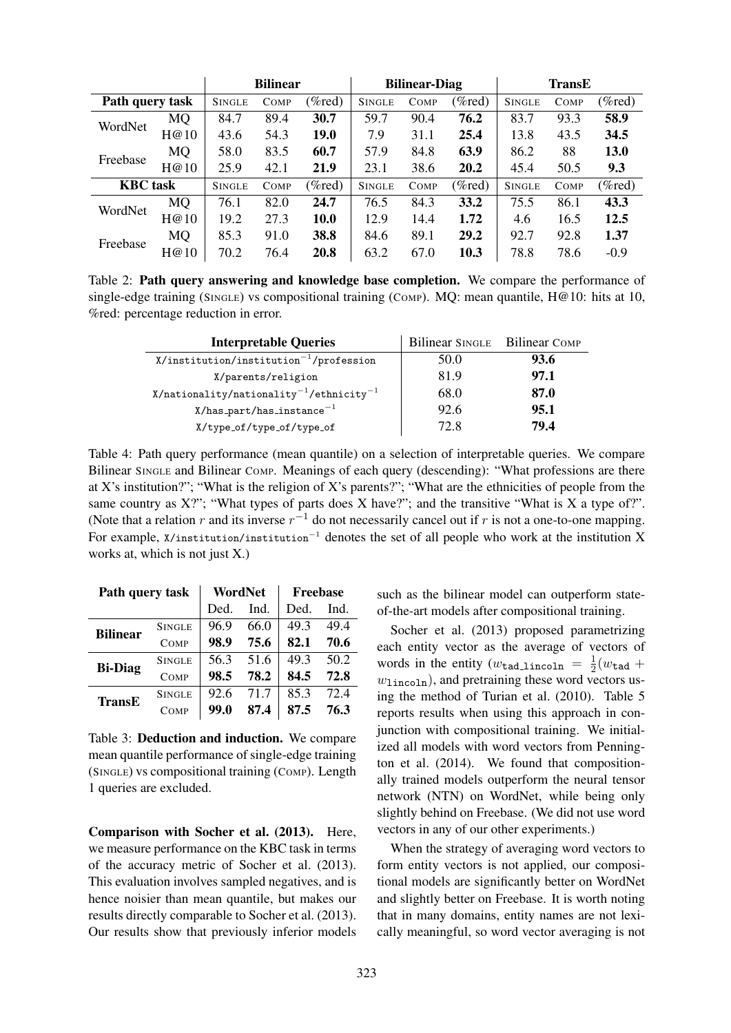| | | Bilinear | | | Bilinear-Diag | | | TransE | | |
|---|---|---|---|---|---|---|---|---|---|---|
| **Path query task** | | SINGLE | COMP | (%red) | SINGLE | COMP | (%red) | SINGLE | COMP | (%red) |
| WordNet | MQ | 84.7 | 89.4 | **30.7** | 59.7 | 90.4 | **76.2** | 83.7 | 93.3 | **58.9** |
| | H@10 | 43.6 | 54.3 | **19.0** | 7.9 | 31.1 | **25.4** | 13.8 | 43.5 | **34.5** |
| Freebase | MQ | 58.0 | 83.5 | **60.7** | 57.9 | 84.8 | **63.9** | 86.2 | 88 | **13.0** |
| | H@10 | 25.9 | 42.1 | **21.9** | 23.1 | 38.6 | **20.2** | 45.4 | 50.5 | **9.3** |
| **KBC task** | | SINGLE | COMP | (%red) | SINGLE | COMP | (%red) | SINGLE | COMP | (%red) |
| WordNet | MQ | 76.1 | 82.0 | **24.7** | 76.5 | 84.3 | **33.2** | 75.5 | 86.1 | **43.3** |
| | H@10 | 19.2 | 27.3 | **10.0** | 12.9 | 14.4 | **1.72** | 4.6 | 16.5 | **12.5** |
| Freebase | MQ | 85.3 | 91.0 | **38.8** | 84.6 | 89.1 | **29.2** | 92.7 | 92.8 | **1.37** |
| | H@10 | 70.2 | 76.4 | **20.8** | 63.2 | 67.0 | **10.3** | 78.8 | 78.6 | -0.9 |

Table 2: **Path query answering and knowledge base completion.** We compare the performance of single-edge training (SINGLE) vs compositional training (COMP). MQ: mean quantile, H@10: hits at 10, %red: percentage reduction in error.

| **Interpretable Queries** | Bilinear SINGLE | Bilinear COMP |
|---|---|---|
| X/institution/institution$^{-1}$/profession | 50.0 | **93.6** |
| X/parents/religion | 81.9 | **97.1** |
| X/nationality/nationality$^{-1}$/ethnicity$^{-1}$ | 68.0 | **87.0** |
| X/has_part/has_instance$^{-1}$ | 92.6 | **95.1** |
| X/type_of/type_of/type_of | 72.8 | **79.4** |

Table 4: Path query performance (mean quantile) on a selection of interpretable queries. We compare Bilinear SINGLE and Bilinear COMP. Meanings of each query (descending): "What professions are there at X's institution?"; "What is the religion of X's parents?"; "What are the ethnicities of people from the same country as X?"; "What types of parts does X have?"; and the transitive "What is X a type of?". (Note that a relation $r$ and its inverse $r^{-1}$ do not necessarily cancel out if $r$ is not a one-to-one mapping. For example, X/institution/institution$^{-1}$ denotes the set of all people who work at the institution X works at, which is not just X.)

| Path query task | | WordNet | | Freebase | |
|---|---|---|---|---|---|
| | | Ded. | Ind. | Ded. | Ind. |
| **Bilinear** | SINGLE | 96.9 | 66.0 | 49.3 | 49.4 |
| | COMP | **98.9** | **75.6** | **82.1** | **70.6** |
| **Bi-Diag** | SINGLE | 56.3 | 51.6 | 49.3 | 50.2 |
| | COMP | **98.5** | **78.2** | **84.5** | **72.8** |
| **TransE** | SINGLE | 92.6 | 71.7 | 85.3 | 72.4 |
| | COMP | **99.0** | **87.4** | **87.5** | **76.3** |

Table 3: **Deduction and induction.** We compare mean quantile performance of single-edge training (SINGLE) vs compositional training (COMP). Length 1 queries are excluded.

**Comparison with Socher et al. (2013).** Here, we measure performance on the KBC task in terms of the accuracy metric of Socher et al. (2013). This evaluation involves sampled negatives, and is hence noisier than mean quantile, but makes our results directly comparable to Socher et al. (2013). Our results show that previously inferior models such as the bilinear model can outperform state-of-the-art models after compositional training.

Socher et al. (2013) proposed parametrizing each entity vector as the average of vectors of words in the entity ($w_{\texttt{tad\_lincoln}} = \frac{1}{2}(w_{\texttt{tad}} + w_{\texttt{lincoln}})$, and pretraining these word vectors using the method of Turian et al. (2010). Table 5 reports results when using this approach in conjunction with compositional training. We initialized all models with word vectors from Pennington et al. (2014). We found that compositionally trained models outperform the neural tensor network (NTN) on WordNet, while being only slightly behind on Freebase. (We did not use word vectors in any of our other experiments.)

When the strategy of averaging word vectors to form entity vectors is not applied, our compositional models are significantly better on WordNet and slightly better on Freebase. It is worth noting that in many domains, entity names are not lexically meaningful, so word vector averaging is not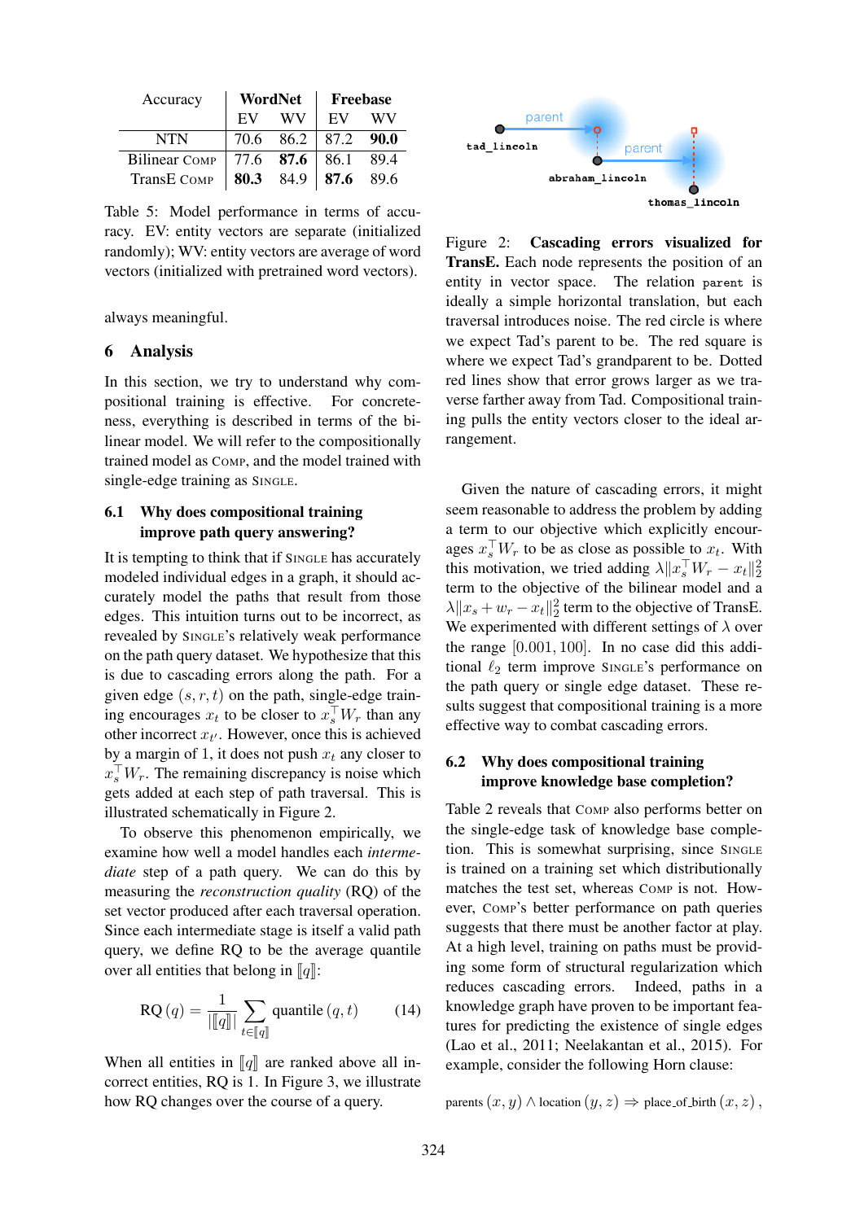| Accuracy | WordNet | | Freebase | |
|---|---|---|---|---|
| | EV | WV | EV | WV |
| NTN | 70.6 | 86.2 | 87.2 | **90.0** |
| Bilinear COMP | 77.6 | **87.6** | 86.1 | 89.4 |
| TransE COMP | **80.3** | 84.9 | **87.6** | 89.6 |

Table 5: Model performance in terms of accuracy. EV: entity vectors are separate (initialized randomly); WV: entity vectors are average of word vectors (initialized with pretrained word vectors).

always meaningful.

## 6 Analysis

In this section, we try to understand why compositional training is effective. For concreteness, everything is described in terms of the bilinear model. We will refer to the compositionally trained model as COMP, and the model trained with single-edge training as SINGLE.

### 6.1 Why does compositional training improve path query answering?

It is tempting to think that if SINGLE has accurately modeled individual edges in a graph, it should accurately model the paths that result from those edges. This intuition turns out to be incorrect, as revealed by SINGLE's relatively weak performance on the path query dataset. We hypothesize that this is due to cascading errors along the path. For a given edge $(s, r, t)$ on the path, single-edge training encourages $x_t$ to be closer to $x_s^\top W_r$ than any other incorrect $x_{t'}$. However, once this is achieved by a margin of 1, it does not push $x_t$ any closer to $x_s^\top W_r$. The remaining discrepancy is noise which gets added at each step of path traversal. This is illustrated schematically in Figure 2.

To observe this phenomenon empirically, we examine how well a model handles each *intermediate* step of a path query. We can do this by measuring the *reconstruction quality* (RQ) of the set vector produced after each traversal operation. Since each intermediate stage is itself a valid path query, we define RQ to be the average quantile over all entities that belong in $[\![q]\!]$:

$$\text{RQ}(q) = \frac{1}{|[\![q]\!]|} \sum_{t \in [\![q]\!]} \text{quantile}(q, t) \tag{14}$$

When all entities in $[\![q]\!]$ are ranked above all incorrect entities, RQ is 1. In Figure 3, we illustrate how RQ changes over the course of a query.

Figure 2: **Cascading errors visualized for TransE.** Each node represents the position of an entity in vector space. The relation `parent` is ideally a simple horizontal translation, but each traversal introduces noise. The red circle is where we expect Tad's parent to be. The red square is where we expect Tad's grandparent to be. Dotted red lines show that error grows larger as we traverse farther away from Tad. Compositional training pulls the entity vectors closer to the ideal arrangement.

Given the nature of cascading errors, it might seem reasonable to address the problem by adding a term to our objective which explicitly encourages $x_s^\top W_r$ to be as close as possible to $x_t$. With this motivation, we tried adding $\lambda \|x_s^\top W_r - x_t\|_2^2$ term to the objective of the bilinear model and a $\lambda \|x_s + w_r - x_t\|_2^2$ term to the objective of TransE. We experimented with different settings of $\lambda$ over the range $[0.001, 100]$. In no case did this additional $\ell_2$ term improve SINGLE's performance on the path query or single edge dataset. These results suggest that compositional training is a more effective way to combat cascading errors.

### 6.2 Why does compositional training improve knowledge base completion?

Table 2 reveals that COMP also performs better on the single-edge task of knowledge base completion. This is somewhat surprising, since SINGLE is trained on a training set which distributionally matches the test set, whereas COMP is not. However, COMP's better performance on path queries suggests that there must be another factor at play. At a high level, training on paths must be providing some form of structural regularization which reduces cascading errors. Indeed, paths in a knowledge graph have proven to be important features for predicting the existence of single edges (Lao et al., 2011; Neelakantan et al., 2015). For example, consider the following Horn clause:

$$\text{parents}(x, y) \wedge \text{location}(y, z) \Rightarrow \text{place\_of\_birth}(x, z),$$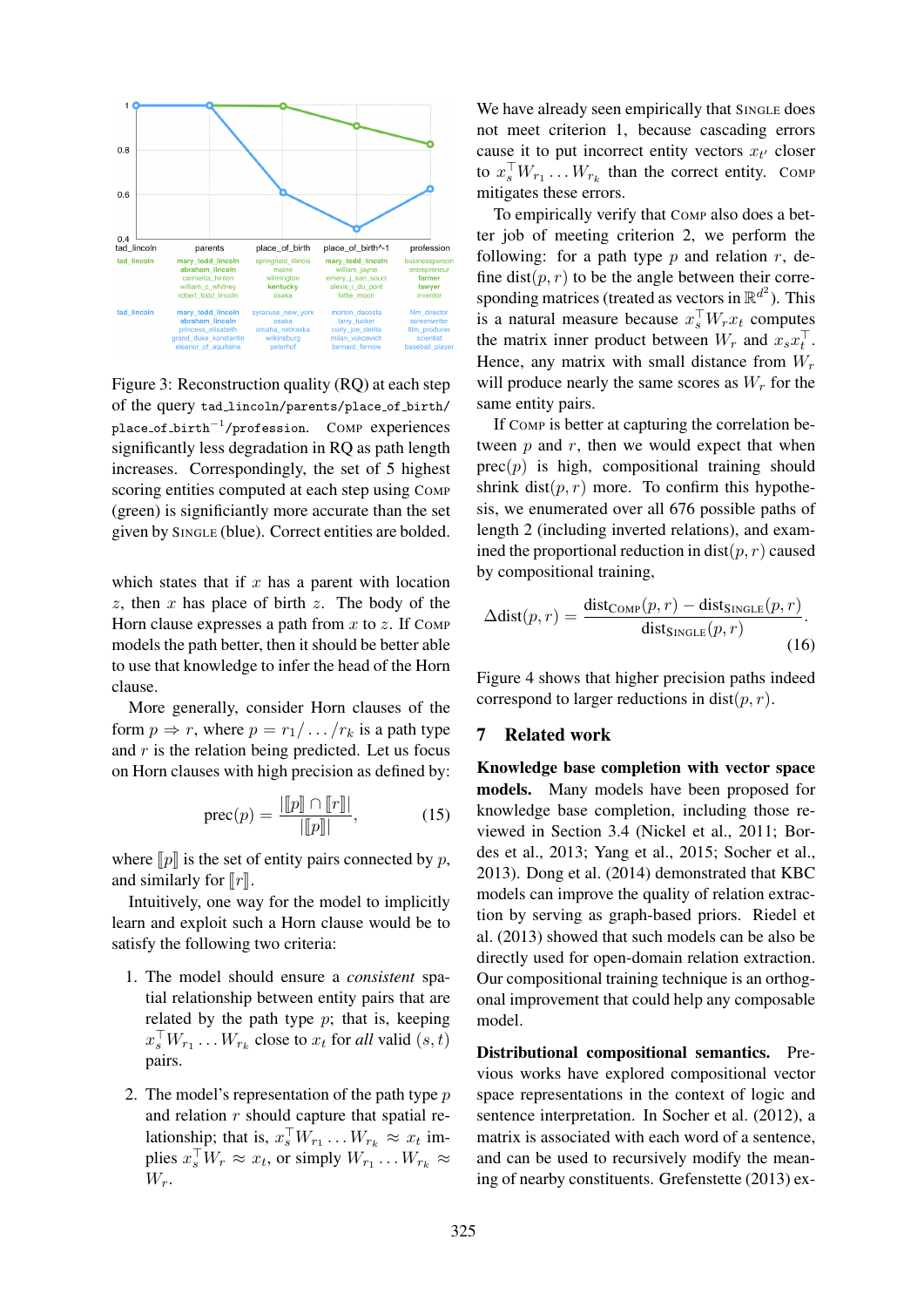Figure 3: Reconstruction quality (RQ) at each step of the query `tad_lincoln/parents/place_of_birth/place_of_birth`$^{-1}$`/profession`. COMP experiences significantly less degradation in RQ as path length increases. Correspondingly, the set of 5 highest scoring entities computed at each step using COMP (green) is significiantly more accurate than the set given by SINGLE (blue). Correct entities are bolded.

which states that if $x$ has a parent with location $z$, then $x$ has place of birth $z$. The body of the Horn clause expresses a path from $x$ to $z$. If COMP models the path better, then it should be better able to use that knowledge to infer the head of the Horn clause.

More generally, consider Horn clauses of the form $p \Rightarrow r$, where $p = r_1 / \ldots / r_k$ is a path type and $r$ is the relation being predicted. Let us focus on Horn clauses with high precision as defined by:

$$\text{prec}(p) = \frac{|[\![p]\!] \cap [\![r]\!]|}{|[\![p]\!]|}, \tag{15}$$

where $[\![p]\!]$ is the set of entity pairs connected by $p$, and similarly for $[\![r]\!]$.

Intuitively, one way for the model to implicitly learn and exploit such a Horn clause would be to satisfy the following two criteria:

1. The model should ensure a *consistent* spatial relationship between entity pairs that are related by the path type $p$; that is, keeping $x_s^\top W_{r_1} \ldots W_{r_k}$ close to $x_t$ for *all* valid $(s, t)$ pairs.

2. The model's representation of the path type $p$ and relation $r$ should capture that spatial relationship; that is, $x_s^\top W_{r_1} \ldots W_{r_k} \approx x_t$ implies $x_s^\top W_r \approx x_t$, or simply $W_{r_1} \ldots W_{r_k} \approx W_r$.

We have already seen empirically that SINGLE does not meet criterion 1, because cascading errors cause it to put incorrect entity vectors $x_{t'}$ closer to $x_s^\top W_{r_1} \ldots W_{r_k}$ than the correct entity. COMP mitigates these errors.

To empirically verify that COMP also does a better job of meeting criterion 2, we perform the following: for a path type $p$ and relation $r$, define $\text{dist}(p, r)$ to be the angle between their corresponding matrices (treated as vectors in $\mathbb{R}^{d^2}$). This is a natural measure because $x_s^\top W_r x_t$ computes the matrix inner product between $W_r$ and $x_s x_t^\top$. Hence, any matrix with small distance from $W_r$ will produce nearly the same scores as $W_r$ for the same entity pairs.

If COMP is better at capturing the correlation between $p$ and $r$, then we would expect that when $\text{prec}(p)$ is high, compositional training should shrink $\text{dist}(p, r)$ more. To confirm this hypothesis, we enumerated over all 676 possible paths of length 2 (including inverted relations), and examined the proportional reduction in $\text{dist}(p, r)$ caused by compositional training,

$$\Delta\text{dist}(p, r) = \frac{\text{dist}_{\text{COMP}}(p, r) - \text{dist}_{\text{SINGLE}}(p, r)}{\text{dist}_{\text{SINGLE}}(p, r)}. \tag{16}$$

Figure 4 shows that higher precision paths indeed correspond to larger reductions in $\text{dist}(p, r)$.

## 7 Related work

**Knowledge base completion with vector space models.** Many models have been proposed for knowledge base completion, including those reviewed in Section 3.4 (Nickel et al., 2011; Bordes et al., 2013; Yang et al., 2015; Socher et al., 2013). Dong et al. (2014) demonstrated that KBC models can improve the quality of relation extraction by serving as graph-based priors. Riedel et al. (2013) showed that such models can be also be directly used for open-domain relation extraction. Our compositional training technique is an orthogonal improvement that could help any composable model.

**Distributional compositional semantics.** Previous works have explored compositional vector space representations in the context of logic and sentence interpretation. In Socher et al. (2012), a matrix is associated with each word of a sentence, and can be used to recursively modify the meaning of nearby constituents. Grefenstette (2013) ex-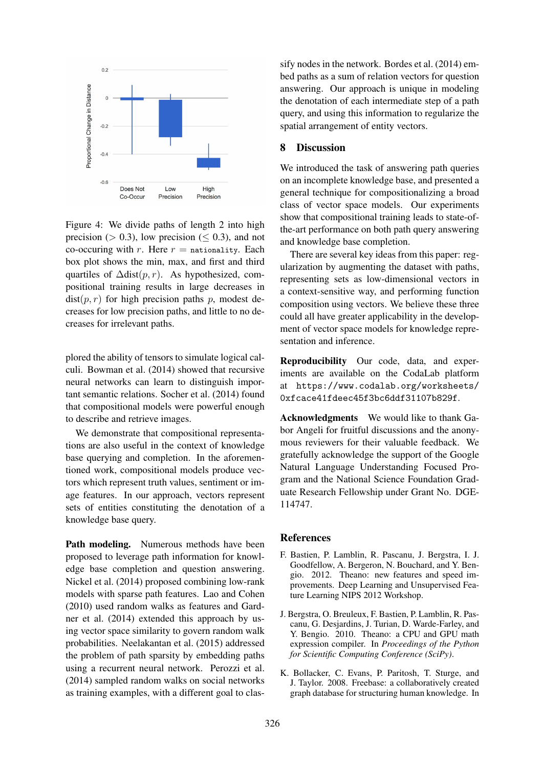Figure 4: We divide paths of length 2 into high precision (> 0.3), low precision (≤ 0.3), and not co-occuring with $r$. Here $r$ = `nationality`. Each box plot shows the min, max, and first and third quartiles of $\Delta\text{dist}(p, r)$. As hypothesized, compositional training results in large decreases in $\text{dist}(p, r)$ for high precision paths $p$, modest decreases for low precision paths, and little to no decreases for irrelevant paths.

plored the ability of tensors to simulate logical calculi. Bowman et al. (2014) showed that recursive neural networks can learn to distinguish important semantic relations. Socher et al. (2014) found that compositional models were powerful enough to describe and retrieve images.

We demonstrate that compositional representations are also useful in the context of knowledge base querying and completion. In the aforementioned work, compositional models produce vectors which represent truth values, sentiment or image features. In our approach, vectors represent sets of entities constituting the denotation of a knowledge base query.

**Path modeling.** Numerous methods have been proposed to leverage path information for knowledge base completion and question answering. Nickel et al. (2014) proposed combining low-rank models with sparse path features. Lao and Cohen (2010) used random walks as features and Gardner et al. (2014) extended this approach by using vector space similarity to govern random walk probabilities. Neelakantan et al. (2015) addressed the problem of path sparsity by embedding paths using a recurrent neural network. Perozzi et al. (2014) sampled random walks on social networks as training examples, with a different goal to classify nodes in the network. Bordes et al. (2014) embed paths as a sum of relation vectors for question answering. Our approach is unique in modeling the denotation of each intermediate step of a path query, and using this information to regularize the spatial arrangement of entity vectors.

## 8 Discussion

We introduced the task of answering path queries on an incomplete knowledge base, and presented a general technique for compositionalizing a broad class of vector space models. Our experiments show that compositional training leads to state-of-the-art performance on both path query answering and knowledge base completion.

There are several key ideas from this paper: regularization by augmenting the dataset with paths, representing sets as low-dimensional vectors in a context-sensitive way, and performing function composition using vectors. We believe these three could all have greater applicability in the development of vector space models for knowledge representation and inference.

**Reproducibility** Our code, data, and experiments are available on the CodaLab platform at `https://www.codalab.org/worksheets/0xfcace41fdeec45f3bc6ddf31107b829f`.

**Acknowledgments** We would like to thank Gabor Angeli for fruitful discussions and the anonymous reviewers for their valuable feedback. We gratefully acknowledge the support of the Google Natural Language Understanding Focused Program and the National Science Foundation Graduate Research Fellowship under Grant No. DGE-114747.

## References

F. Bastien, P. Lamblin, R. Pascanu, J. Bergstra, I. J. Goodfellow, A. Bergeron, N. Bouchard, and Y. Bengio. 2012. Theano: new features and speed improvements. Deep Learning and Unsupervised Feature Learning NIPS 2012 Workshop.

J. Bergstra, O. Breuleux, F. Bastien, P. Lamblin, R. Pascanu, G. Desjardins, J. Turian, D. Warde-Farley, and Y. Bengio. 2010. Theano: a CPU and GPU math expression compiler. In *Proceedings of the Python for Scientific Computing Conference (SciPy)*.

K. Bollacker, C. Evans, P. Paritosh, T. Sturge, and J. Taylor. 2008. Freebase: a collaboratively created graph database for structuring human knowledge. In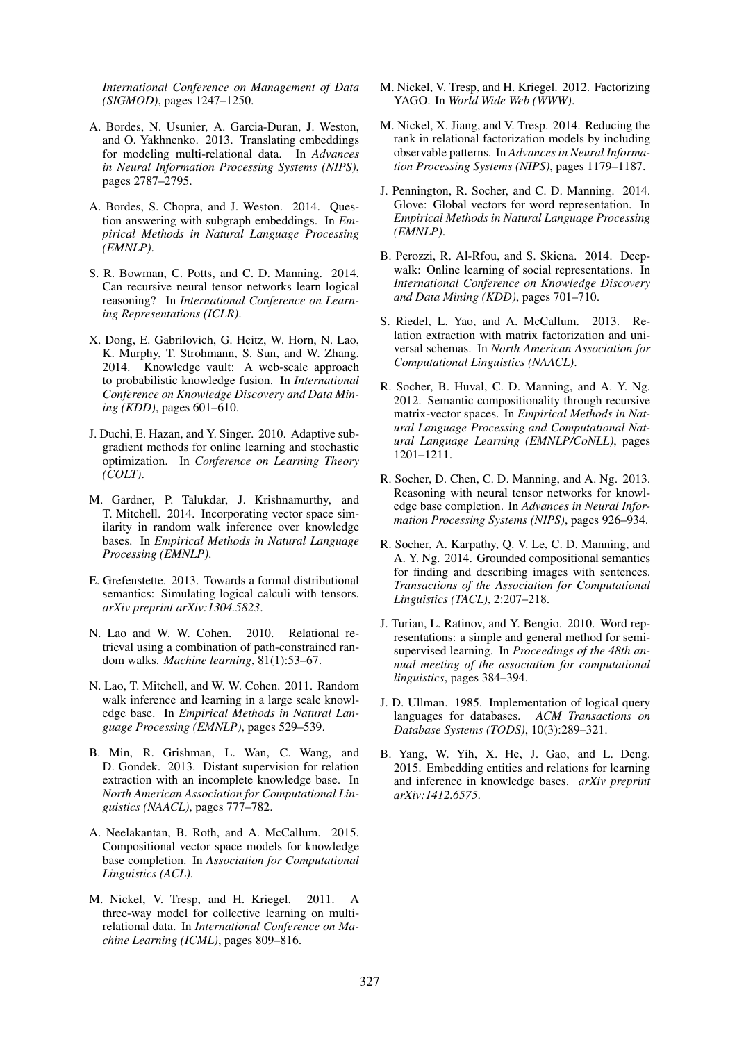*International Conference on Management of Data (SIGMOD)*, pages 1247–1250.

A. Bordes, N. Usunier, A. Garcia-Duran, J. Weston, and O. Yakhnenko. 2013. Translating embeddings for modeling multi-relational data. In *Advances in Neural Information Processing Systems (NIPS)*, pages 2787–2795.

A. Bordes, S. Chopra, and J. Weston. 2014. Question answering with subgraph embeddings. In *Empirical Methods in Natural Language Processing (EMNLP)*.

S. R. Bowman, C. Potts, and C. D. Manning. 2014. Can recursive neural tensor networks learn logical reasoning? In *International Conference on Learning Representations (ICLR)*.

X. Dong, E. Gabrilovich, G. Heitz, W. Horn, N. Lao, K. Murphy, T. Strohmann, S. Sun, and W. Zhang. 2014. Knowledge vault: A web-scale approach to probabilistic knowledge fusion. In *International Conference on Knowledge Discovery and Data Mining (KDD)*, pages 601–610.

J. Duchi, E. Hazan, and Y. Singer. 2010. Adaptive subgradient methods for online learning and stochastic optimization. In *Conference on Learning Theory (COLT)*.

M. Gardner, P. Talukdar, J. Krishnamurthy, and T. Mitchell. 2014. Incorporating vector space similarity in random walk inference over knowledge bases. In *Empirical Methods in Natural Language Processing (EMNLP)*.

E. Grefenstette. 2013. Towards a formal distributional semantics: Simulating logical calculi with tensors. *arXiv preprint arXiv:1304.5823*.

N. Lao and W. W. Cohen. 2010. Relational retrieval using a combination of path-constrained random walks. *Machine learning*, 81(1):53–67.

N. Lao, T. Mitchell, and W. W. Cohen. 2011. Random walk inference and learning in a large scale knowledge base. In *Empirical Methods in Natural Language Processing (EMNLP)*, pages 529–539.

B. Min, R. Grishman, L. Wan, C. Wang, and D. Gondek. 2013. Distant supervision for relation extraction with an incomplete knowledge base. In *North American Association for Computational Linguistics (NAACL)*, pages 777–782.

A. Neelakantan, B. Roth, and A. McCallum. 2015. Compositional vector space models for knowledge base completion. In *Association for Computational Linguistics (ACL)*.

M. Nickel, V. Tresp, and H. Kriegel. 2011. A three-way model for collective learning on multi-relational data. In *International Conference on Machine Learning (ICML)*, pages 809–816.

M. Nickel, V. Tresp, and H. Kriegel. 2012. Factorizing YAGO. In *World Wide Web (WWW)*.

M. Nickel, X. Jiang, and V. Tresp. 2014. Reducing the rank in relational factorization models by including observable patterns. In *Advances in Neural Information Processing Systems (NIPS)*, pages 1179–1187.

J. Pennington, R. Socher, and C. D. Manning. 2014. Glove: Global vectors for word representation. In *Empirical Methods in Natural Language Processing (EMNLP)*.

B. Perozzi, R. Al-Rfou, and S. Skiena. 2014. Deepwalk: Online learning of social representations. In *International Conference on Knowledge Discovery and Data Mining (KDD)*, pages 701–710.

S. Riedel, L. Yao, and A. McCallum. 2013. Relation extraction with matrix factorization and universal schemas. In *North American Association for Computational Linguistics (NAACL)*.

R. Socher, B. Huval, C. D. Manning, and A. Y. Ng. 2012. Semantic compositionality through recursive matrix-vector spaces. In *Empirical Methods in Natural Language Processing and Computational Natural Language Learning (EMNLP/CoNLL)*, pages 1201–1211.

R. Socher, D. Chen, C. D. Manning, and A. Ng. 2013. Reasoning with neural tensor networks for knowledge base completion. In *Advances in Neural Information Processing Systems (NIPS)*, pages 926–934.

R. Socher, A. Karpathy, Q. V. Le, C. D. Manning, and A. Y. Ng. 2014. Grounded compositional semantics for finding and describing images with sentences. *Transactions of the Association for Computational Linguistics (TACL)*, 2:207–218.

J. Turian, L. Ratinov, and Y. Bengio. 2010. Word representations: a simple and general method for semi-supervised learning. In *Proceedings of the 48th annual meeting of the association for computational linguistics*, pages 384–394.

J. D. Ullman. 1985. Implementation of logical query languages for databases. *ACM Transactions on Database Systems (TODS)*, 10(3):289–321.

B. Yang, W. Yih, X. He, J. Gao, and L. Deng. 2015. Embedding entities and relations for learning and inference in knowledge bases. *arXiv preprint arXiv:1412.6575*.